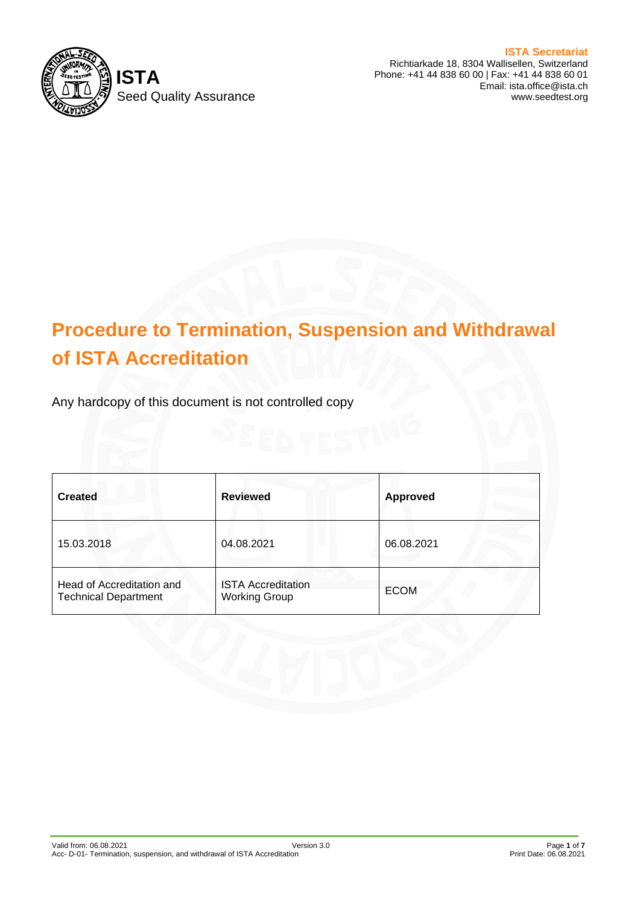**ISTA**
Seed Quality Assurance

**ISTA Secretariat**
Richtiarkade 18, 8304 Wallisellen, Switzerland
Phone: +41 44 838 60 00 | Fax: +41 44 838 60 01
Email: ista.office@ista.ch
www.seedtest.org

# Procedure to Termination, Suspension and Withdrawal of ISTA Accreditation

Any hardcopy of this document is not controlled copy

| Created | Reviewed | Approved |
|---|---|---|
| 15.03.2018 | 04.08.2021 | 06.08.2021 |
| Head of Accreditation and Technical Department | ISTA Accreditation Working Group | ECOM |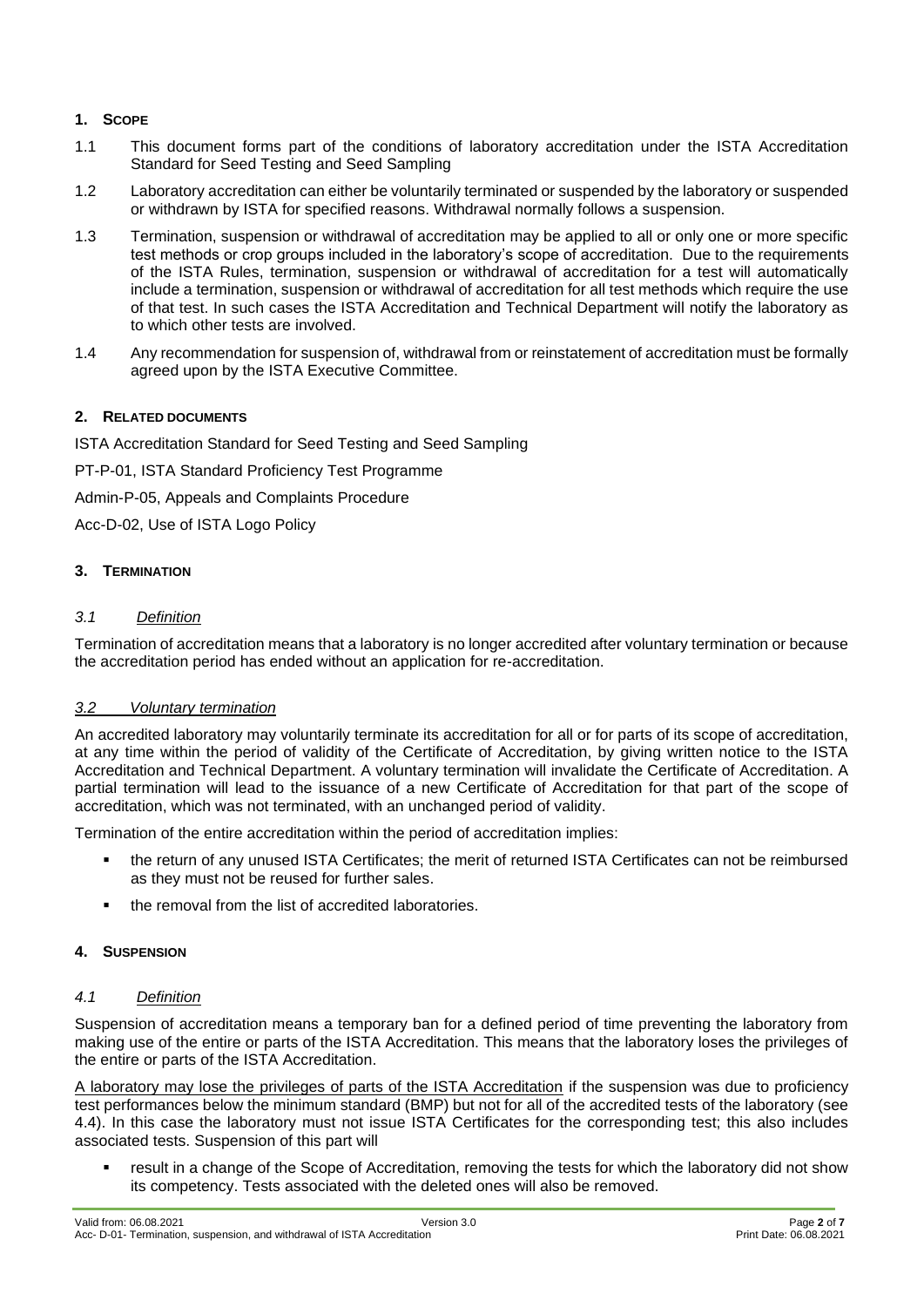## 1. SCOPE

1.1 This document forms part of the conditions of laboratory accreditation under the ISTA Accreditation Standard for Seed Testing and Seed Sampling

1.2 Laboratory accreditation can either be voluntarily terminated or suspended by the laboratory or suspended or withdrawn by ISTA for specified reasons. Withdrawal normally follows a suspension.

1.3 Termination, suspension or withdrawal of accreditation may be applied to all or only one or more specific test methods or crop groups included in the laboratory's scope of accreditation. Due to the requirements of the ISTA Rules, termination, suspension or withdrawal of accreditation for a test will automatically include a termination, suspension or withdrawal of accreditation for all test methods which require the use of that test. In such cases the ISTA Accreditation and Technical Department will notify the laboratory as to which other tests are involved.

1.4 Any recommendation for suspension of, withdrawal from or reinstatement of accreditation must be formally agreed upon by the ISTA Executive Committee.

## 2. RELATED DOCUMENTS

ISTA Accreditation Standard for Seed Testing and Seed Sampling

PT-P-01, ISTA Standard Proficiency Test Programme

Admin-P-05, Appeals and Complaints Procedure

Acc-D-02, Use of ISTA Logo Policy

## 3. TERMINATION

### *3.1 Definition*

Termination of accreditation means that a laboratory is no longer accredited after voluntary termination or because the accreditation period has ended without an application for re-accreditation.

### *3.2 Voluntary termination*

An accredited laboratory may voluntarily terminate its accreditation for all or for parts of its scope of accreditation, at any time within the period of validity of the Certificate of Accreditation, by giving written notice to the ISTA Accreditation and Technical Department. A voluntary termination will invalidate the Certificate of Accreditation. A partial termination will lead to the issuance of a new Certificate of Accreditation for that part of the scope of accreditation, which was not terminated, with an unchanged period of validity.

Termination of the entire accreditation within the period of accreditation implies:

- the return of any unused ISTA Certificates; the merit of returned ISTA Certificates can not be reimbursed as they must not be reused for further sales.
- the removal from the list of accredited laboratories.

## 4. SUSPENSION

### *4.1 Definition*

Suspension of accreditation means a temporary ban for a defined period of time preventing the laboratory from making use of the entire or parts of the ISTA Accreditation. This means that the laboratory loses the privileges of the entire or parts of the ISTA Accreditation.

A laboratory may lose the privileges of parts of the ISTA Accreditation if the suspension was due to proficiency test performances below the minimum standard (BMP) but not for all of the accredited tests of the laboratory (see 4.4). In this case the laboratory must not issue ISTA Certificates for the corresponding test; this also includes associated tests. Suspension of this part will

- result in a change of the Scope of Accreditation, removing the tests for which the laboratory did not show its competency. Tests associated with the deleted ones will also be removed.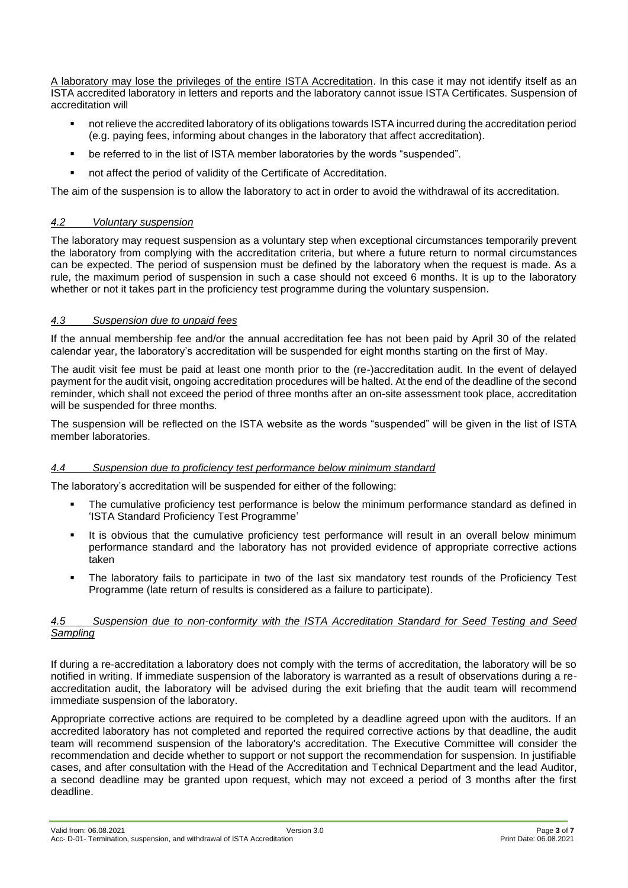<u>A laboratory may lose the privileges of the entire ISTA Accreditation</u>. In this case it may not identify itself as an ISTA accredited laboratory in letters and reports and the laboratory cannot issue ISTA Certificates. Suspension of accreditation will

- not relieve the accredited laboratory of its obligations towards ISTA incurred during the accreditation period (e.g. paying fees, informing about changes in the laboratory that affect accreditation).
- be referred to in the list of ISTA member laboratories by the words "suspended".
- not affect the period of validity of the Certificate of Accreditation.

The aim of the suspension is to allow the laboratory to act in order to avoid the withdrawal of its accreditation.

### *4.2 Voluntary suspension*

The laboratory may request suspension as a voluntary step when exceptional circumstances temporarily prevent the laboratory from complying with the accreditation criteria, but where a future return to normal circumstances can be expected. The period of suspension must be defined by the laboratory when the request is made. As a rule, the maximum period of suspension in such a case should not exceed 6 months. It is up to the laboratory whether or not it takes part in the proficiency test programme during the voluntary suspension.

### *4.3 Suspension due to unpaid fees*

If the annual membership fee and/or the annual accreditation fee has not been paid by April 30 of the related calendar year, the laboratory's accreditation will be suspended for eight months starting on the first of May.

The audit visit fee must be paid at least one month prior to the (re-)accreditation audit. In the event of delayed payment for the audit visit, ongoing accreditation procedures will be halted. At the end of the deadline of the second reminder, which shall not exceed the period of three months after an on-site assessment took place, accreditation will be suspended for three months.

The suspension will be reflected on the ISTA website as the words "suspended" will be given in the list of ISTA member laboratories.

### *4.4 Suspension due to proficiency test performance below minimum standard*

The laboratory's accreditation will be suspended for either of the following:

- The cumulative proficiency test performance is below the minimum performance standard as defined in 'ISTA Standard Proficiency Test Programme'
- It is obvious that the cumulative proficiency test performance will result in an overall below minimum performance standard and the laboratory has not provided evidence of appropriate corrective actions taken
- The laboratory fails to participate in two of the last six mandatory test rounds of the Proficiency Test Programme (late return of results is considered as a failure to participate).

### *4.5 Suspension due to non-conformity with the ISTA Accreditation Standard for Seed Testing and Seed Sampling*

If during a re-accreditation a laboratory does not comply with the terms of accreditation, the laboratory will be so notified in writing. If immediate suspension of the laboratory is warranted as a result of observations during a re-accreditation audit, the laboratory will be advised during the exit briefing that the audit team will recommend immediate suspension of the laboratory.

Appropriate corrective actions are required to be completed by a deadline agreed upon with the auditors. If an accredited laboratory has not completed and reported the required corrective actions by that deadline, the audit team will recommend suspension of the laboratory's accreditation. The Executive Committee will consider the recommendation and decide whether to support or not support the recommendation for suspension. In justifiable cases, and after consultation with the Head of the Accreditation and Technical Department and the lead Auditor, a second deadline may be granted upon request, which may not exceed a period of 3 months after the first deadline.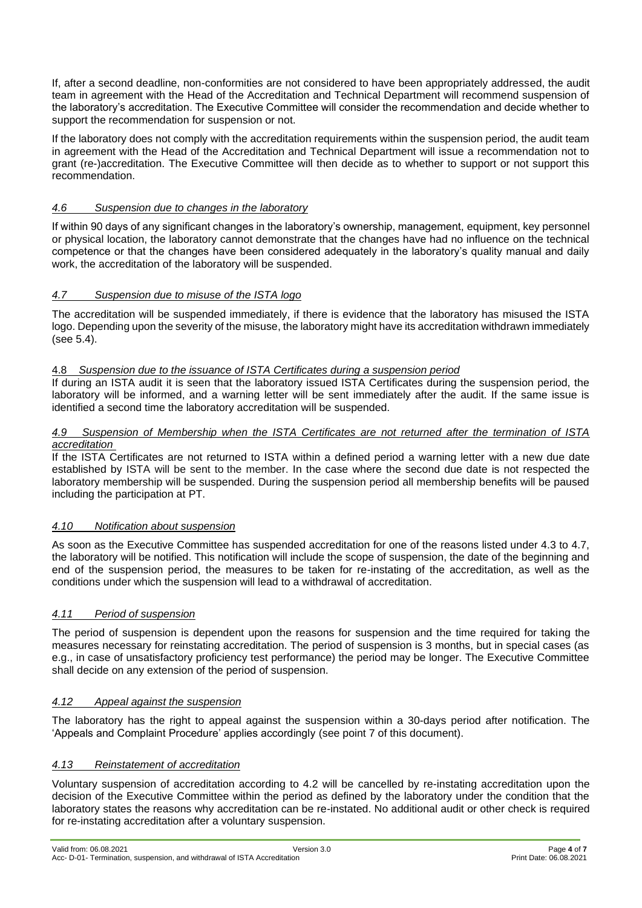If, after a second deadline, non-conformities are not considered to have been appropriately addressed, the audit team in agreement with the Head of the Accreditation and Technical Department will recommend suspension of the laboratory's accreditation. The Executive Committee will consider the recommendation and decide whether to support the recommendation for suspension or not.

If the laboratory does not comply with the accreditation requirements within the suspension period, the audit team in agreement with the Head of the Accreditation and Technical Department will issue a recommendation not to grant (re-)accreditation. The Executive Committee will then decide as to whether to support or not support this recommendation.

### *4.6 Suspension due to changes in the laboratory*

If within 90 days of any significant changes in the laboratory's ownership, management, equipment, key personnel or physical location, the laboratory cannot demonstrate that the changes have had no influence on the technical competence or that the changes have been considered adequately in the laboratory's quality manual and daily work, the accreditation of the laboratory will be suspended.

### *4.7 Suspension due to misuse of the ISTA logo*

The accreditation will be suspended immediately, if there is evidence that the laboratory has misused the ISTA logo. Depending upon the severity of the misuse, the laboratory might have its accreditation withdrawn immediately (see 5.4).

### 4.8 *Suspension due to the issuance of ISTA Certificates during a suspension period*

If during an ISTA audit it is seen that the laboratory issued ISTA Certificates during the suspension period, the laboratory will be informed, and a warning letter will be sent immediately after the audit. If the same issue is identified a second time the laboratory accreditation will be suspended.

### *4.9 Suspension of Membership when the ISTA Certificates are not returned after the termination of ISTA accreditation*

If the ISTA Certificates are not returned to ISTA within a defined period a warning letter with a new due date established by ISTA will be sent to the member. In the case where the second due date is not respected the laboratory membership will be suspended. During the suspension period all membership benefits will be paused including the participation at PT.

### *4.10 Notification about suspension*

As soon as the Executive Committee has suspended accreditation for one of the reasons listed under 4.3 to 4.7, the laboratory will be notified. This notification will include the scope of suspension, the date of the beginning and end of the suspension period, the measures to be taken for re-instating of the accreditation, as well as the conditions under which the suspension will lead to a withdrawal of accreditation.

### *4.11 Period of suspension*

The period of suspension is dependent upon the reasons for suspension and the time required for taking the measures necessary for reinstating accreditation. The period of suspension is 3 months, but in special cases (as e.g., in case of unsatisfactory proficiency test performance) the period may be longer. The Executive Committee shall decide on any extension of the period of suspension.

### *4.12 Appeal against the suspension*

The laboratory has the right to appeal against the suspension within a 30-days period after notification. The 'Appeals and Complaint Procedure' applies accordingly (see point 7 of this document).

### *4.13 Reinstatement of accreditation*

Voluntary suspension of accreditation according to 4.2 will be cancelled by re-instating accreditation upon the decision of the Executive Committee within the period as defined by the laboratory under the condition that the laboratory states the reasons why accreditation can be re-instated. No additional audit or other check is required for re-instating accreditation after a voluntary suspension.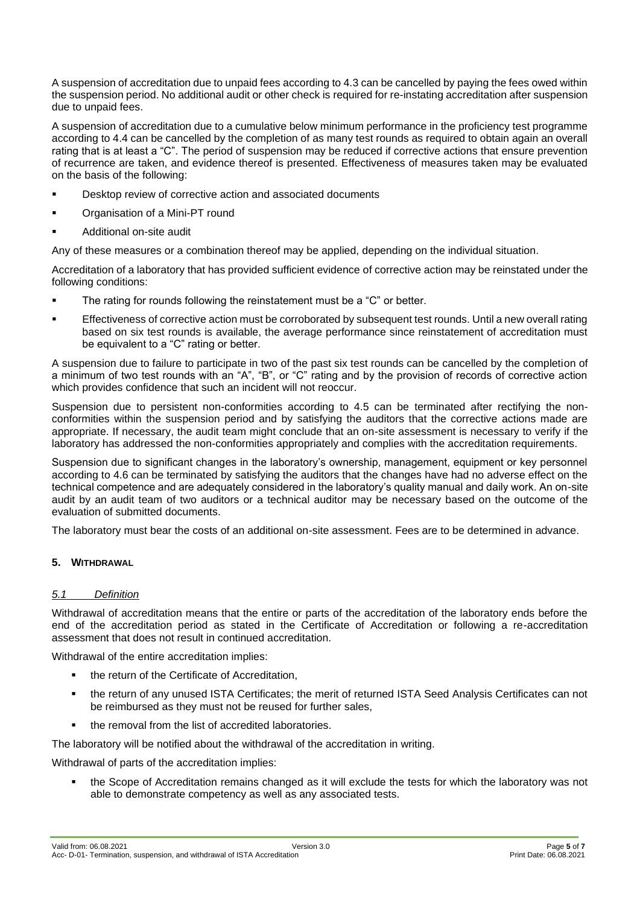A suspension of accreditation due to unpaid fees according to 4.3 can be cancelled by paying the fees owed within the suspension period. No additional audit or other check is required for re-instating accreditation after suspension due to unpaid fees.

A suspension of accreditation due to a cumulative below minimum performance in the proficiency test programme according to 4.4 can be cancelled by the completion of as many test rounds as required to obtain again an overall rating that is at least a "C". The period of suspension may be reduced if corrective actions that ensure prevention of recurrence are taken, and evidence thereof is presented. Effectiveness of measures taken may be evaluated on the basis of the following:

- Desktop review of corrective action and associated documents
- Organisation of a Mini-PT round
- Additional on-site audit

Any of these measures or a combination thereof may be applied, depending on the individual situation.

Accreditation of a laboratory that has provided sufficient evidence of corrective action may be reinstated under the following conditions:

- The rating for rounds following the reinstatement must be a "C" or better.
- Effectiveness of corrective action must be corroborated by subsequent test rounds. Until a new overall rating based on six test rounds is available, the average performance since reinstatement of accreditation must be equivalent to a "C" rating or better.

A suspension due to failure to participate in two of the past six test rounds can be cancelled by the completion of a minimum of two test rounds with an "A", "B", or "C" rating and by the provision of records of corrective action which provides confidence that such an incident will not reoccur.

Suspension due to persistent non-conformities according to 4.5 can be terminated after rectifying the non-conformities within the suspension period and by satisfying the auditors that the corrective actions made are appropriate. If necessary, the audit team might conclude that an on-site assessment is necessary to verify if the laboratory has addressed the non-conformities appropriately and complies with the accreditation requirements.

Suspension due to significant changes in the laboratory's ownership, management, equipment or key personnel according to 4.6 can be terminated by satisfying the auditors that the changes have had no adverse effect on the technical competence and are adequately considered in the laboratory's quality manual and daily work. An on-site audit by an audit team of two auditors or a technical auditor may be necessary based on the outcome of the evaluation of submitted documents.

The laboratory must bear the costs of an additional on-site assessment. Fees are to be determined in advance.

## 5. WITHDRAWAL

### *5.1 Definition*

Withdrawal of accreditation means that the entire or parts of the accreditation of the laboratory ends before the end of the accreditation period as stated in the Certificate of Accreditation or following a re-accreditation assessment that does not result in continued accreditation.

Withdrawal of the entire accreditation implies:

- the return of the Certificate of Accreditation,
- the return of any unused ISTA Certificates; the merit of returned ISTA Seed Analysis Certificates can not be reimbursed as they must not be reused for further sales,
- the removal from the list of accredited laboratories.

The laboratory will be notified about the withdrawal of the accreditation in writing.

Withdrawal of parts of the accreditation implies:

- the Scope of Accreditation remains changed as it will exclude the tests for which the laboratory was not able to demonstrate competency as well as any associated tests.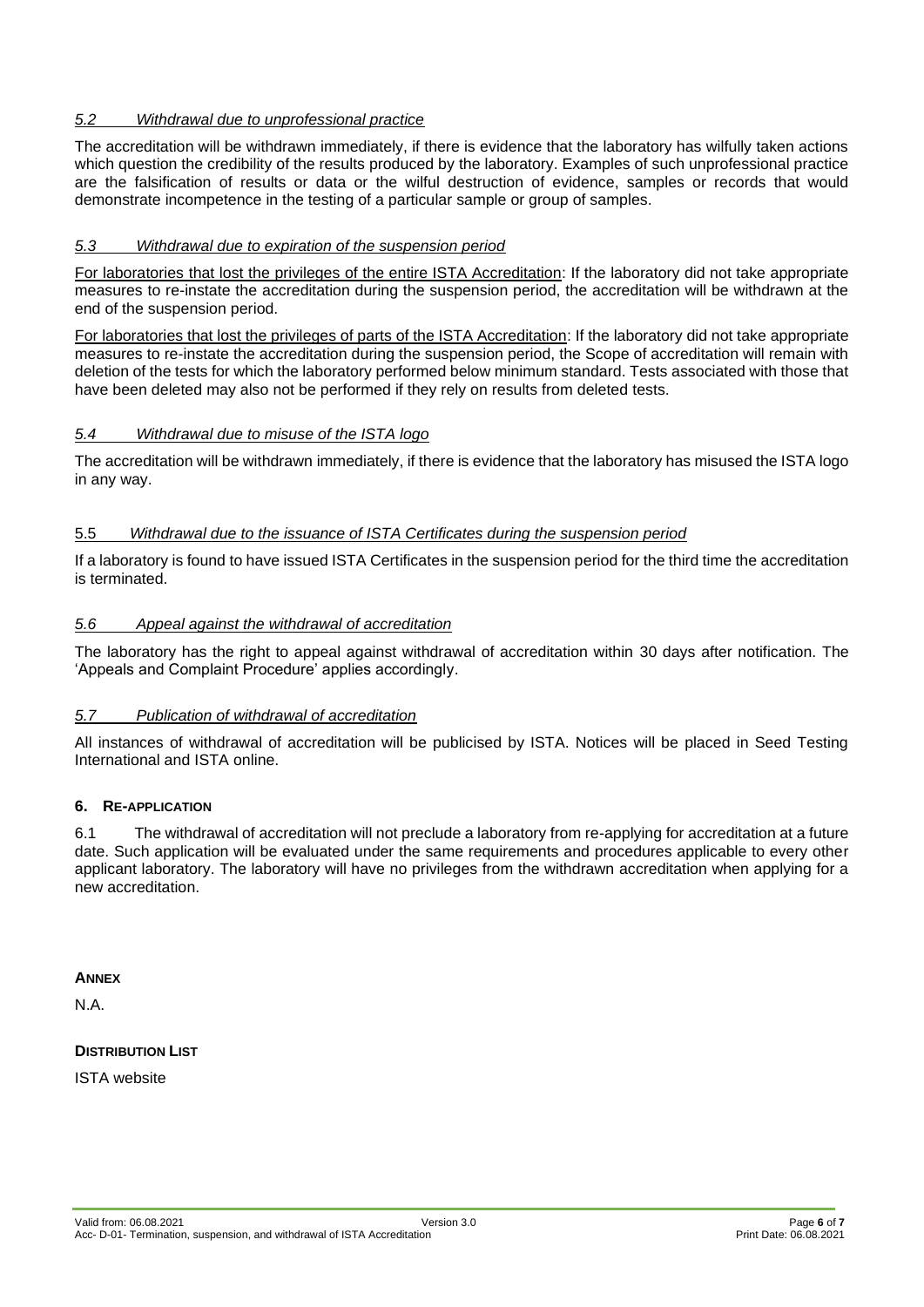### *5.2 Withdrawal due to unprofessional practice*

The accreditation will be withdrawn immediately, if there is evidence that the laboratory has wilfully taken actions which question the credibility of the results produced by the laboratory. Examples of such unprofessional practice are the falsification of results or data or the wilful destruction of evidence, samples or records that would demonstrate incompetence in the testing of a particular sample or group of samples.

### *5.3 Withdrawal due to expiration of the suspension period*

For laboratories that lost the privileges of the entire ISTA Accreditation: If the laboratory did not take appropriate measures to re-instate the accreditation during the suspension period, the accreditation will be withdrawn at the end of the suspension period.

For laboratories that lost the privileges of parts of the ISTA Accreditation: If the laboratory did not take appropriate measures to re-instate the accreditation during the suspension period, the Scope of accreditation will remain with deletion of the tests for which the laboratory performed below minimum standard. Tests associated with those that have been deleted may also not be performed if they rely on results from deleted tests.

### *5.4 Withdrawal due to misuse of the ISTA logo*

The accreditation will be withdrawn immediately, if there is evidence that the laboratory has misused the ISTA logo in any way.

### 5.5 *Withdrawal due to the issuance of ISTA Certificates during the suspension period*

If a laboratory is found to have issued ISTA Certificates in the suspension period for the third time the accreditation is terminated.

### *5.6 Appeal against the withdrawal of accreditation*

The laboratory has the right to appeal against withdrawal of accreditation within 30 days after notification. The 'Appeals and Complaint Procedure' applies accordingly.

### *5.7 Publication of withdrawal of accreditation*

All instances of withdrawal of accreditation will be publicised by ISTA. Notices will be placed in Seed Testing International and ISTA online.

## 6. RE-APPLICATION

6.1 The withdrawal of accreditation will not preclude a laboratory from re-applying for accreditation at a future date. Such application will be evaluated under the same requirements and procedures applicable to every other applicant laboratory. The laboratory will have no privileges from the withdrawn accreditation when applying for a new accreditation.

**ANNEX**

N.A.

**DISTRIBUTION LIST**

ISTA website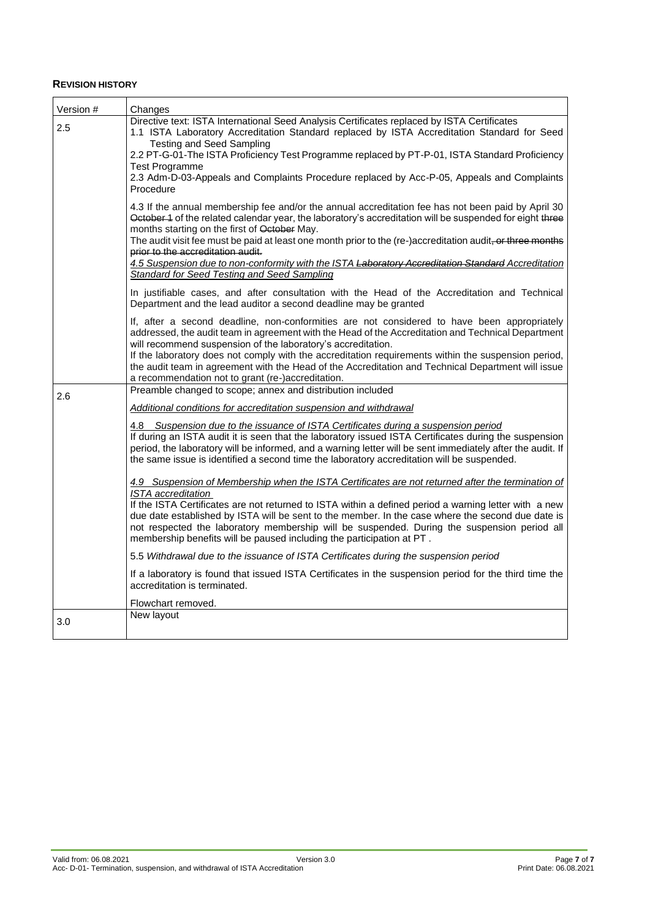**REVISION HISTORY**

| Version # | Changes |
|---|---|
| 2.5 | Directive text: ISTA International Seed Analysis Certificates replaced by ISTA Certificates<br>1.1 ISTA Laboratory Accreditation Standard replaced by ISTA Accreditation Standard for Seed Testing and Seed Sampling<br>2.2 PT-G-01-The ISTA Proficiency Test Programme replaced by PT-P-01, ISTA Standard Proficiency Test Programme<br>2.3 Adm-D-03-Appeals and Complaints Procedure replaced by Acc-P-05, Appeals and Complaints Procedure<br><br>4.3 If the annual membership fee and/or the annual accreditation fee has not been paid by April 30 ~~October 1~~ of the related calendar year, the laboratory's accreditation will be suspended for eight ~~three~~ months starting on the first of ~~October~~ May.<br>The audit visit fee must be paid at least one month prior to the (re-)accreditation audit~~, or three months prior to the accreditation audit.~~<br>*4.5 Suspension due to non-conformity with the ISTA ~~Laboratory Accreditation Standard~~ Accreditation Standard for Seed Testing and Seed Sampling*<br><br>In justifiable cases, and after consultation with the Head of the Accreditation and Technical Department and the lead auditor a second deadline may be granted<br><br>If, after a second deadline, non-conformities are not considered to have been appropriately addressed, the audit team in agreement with the Head of the Accreditation and Technical Department will recommend suspension of the laboratory's accreditation.<br>If the laboratory does not comply with the accreditation requirements within the suspension period, the audit team in agreement with the Head of the Accreditation and Technical Department will issue a recommendation not to grant (re-)accreditation. |
| 2.6 | Preamble changed to scope; annex and distribution included<br><br>*Additional conditions for accreditation suspension and withdrawal*<br><br>*4.8 Suspension due to the issuance of ISTA Certificates during a suspension period*<br>If during an ISTA audit it is seen that the laboratory issued ISTA Certificates during the suspension period, the laboratory will be informed, and a warning letter will be sent immediately after the audit. If the same issue is identified a second time the laboratory accreditation will be suspended.<br><br>*4.9 Suspension of Membership when the ISTA Certificates are not returned after the termination of ISTA accreditation*<br>If the ISTA Certificates are not returned to ISTA within a defined period a warning letter with a new due date established by ISTA will be sent to the member. In the case where the second due date is not respected the laboratory membership will be suspended. During the suspension period all membership benefits will be paused including the participation at PT .<br><br>5.5 *Withdrawal due to the issuance of ISTA Certificates during the suspension period*<br><br>If a laboratory is found that issued ISTA Certificates in the suspension period for the third time the accreditation is terminated.<br><br>Flowchart removed. |
| 3.0 | New layout |